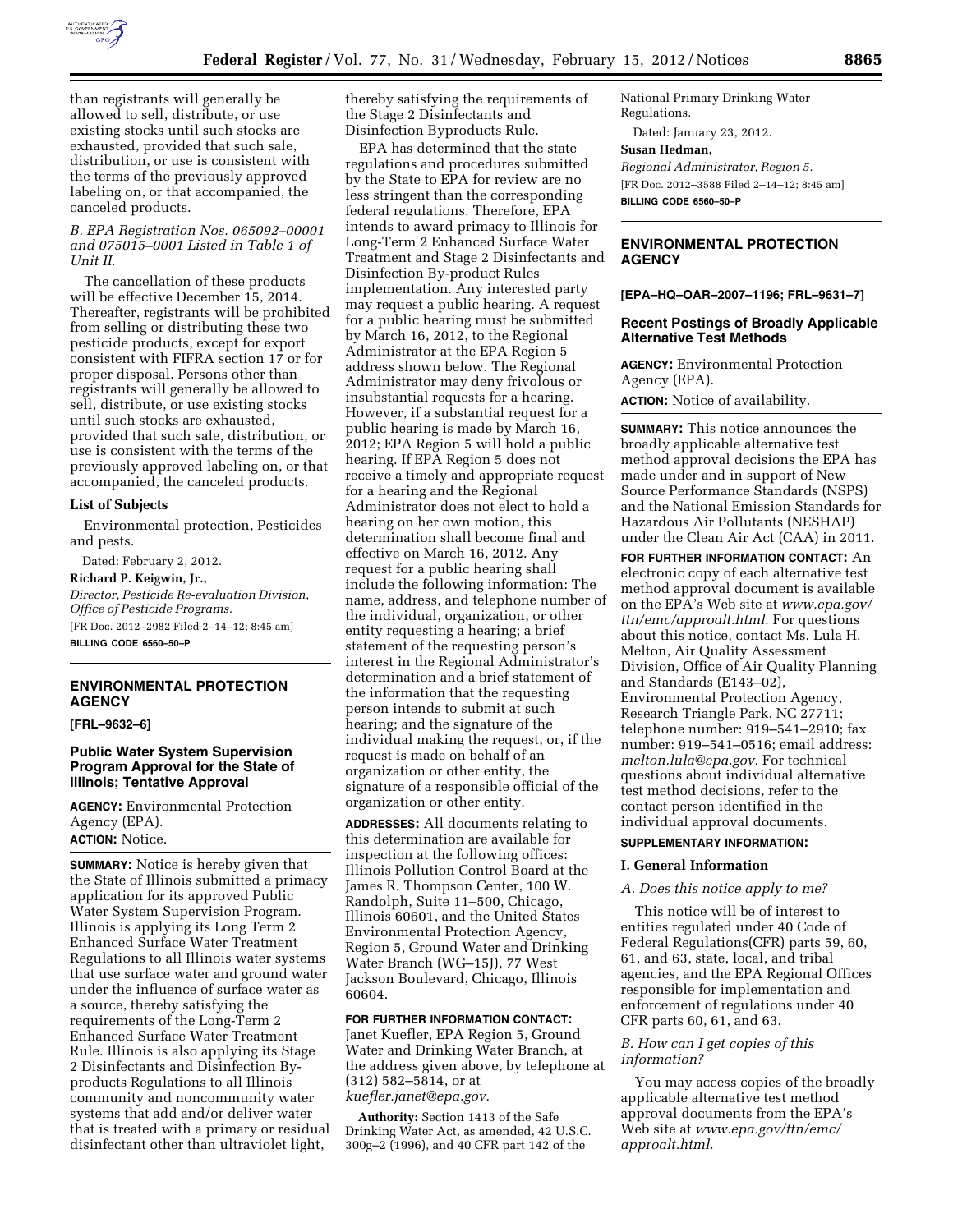than registrants will generally be allowed to sell, distribute, or use existing stocks until such stocks are exhausted, provided that such sale, distribution, or use is consistent with the terms of the previously approved labeling on, or that accompanied, the canceled products.

*B. EPA Registration Nos. 065092–00001 and 075015–0001 Listed in Table 1 of Unit II.*

The cancellation of these products will be effective December 15, 2014. Thereafter, registrants will be prohibited from selling or distributing these two pesticide products, except for export consistent with FIFRA section 17 or for proper disposal. Persons other than registrants will generally be allowed to sell, distribute, or use existing stocks until such stocks are exhausted, provided that such sale, distribution, or use is consistent with the terms of the previously approved labeling on, or that accompanied, the canceled products.

**List of Subjects**

Environmental protection, Pesticides and pests.

Dated: February 2, 2012.

**Richard P. Keigwin, Jr.,**

*Director, Pesticide Re-evaluation Division, Office of Pesticide Programs.*

[FR Doc. 2012–2982 Filed 2–14–12; 8:45 am]

**BILLING CODE 6560–50–P**

## ENVIRONMENTAL PROTECTION AGENCY

**[FRL–9632–6]**

### Public Water System Supervision Program Approval for the State of Illinois; Tentative Approval

**AGENCY:** Environmental Protection Agency (EPA).

**ACTION:** Notice.

**SUMMARY:** Notice is hereby given that the State of Illinois submitted a primacy application for its approved Public Water System Supervision Program. Illinois is applying its Long Term 2 Enhanced Surface Water Treatment Regulations to all Illinois water systems that use surface water and ground water under the influence of surface water as a source, thereby satisfying the requirements of the Long-Term 2 Enhanced Surface Water Treatment Rule. Illinois is also applying its Stage 2 Disinfectants and Disinfection By-products Regulations to all Illinois community and noncommunity water systems that add and/or deliver water that is treated with a primary or residual disinfectant other than ultraviolet light, thereby satisfying the requirements of the Stage 2 Disinfectants and Disinfection Byproducts Rule.

EPA has determined that the state regulations and procedures submitted by the State to EPA for review are no less stringent than the corresponding federal regulations. Therefore, EPA intends to award primacy to Illinois for Long-Term 2 Enhanced Surface Water Treatment and Stage 2 Disinfectants and Disinfection By-product Rules implementation. Any interested party may request a public hearing. A request for a public hearing must be submitted by March 16, 2012, to the Regional Administrator at the EPA Region 5 address shown below. The Regional Administrator may deny frivolous or insubstantial requests for a hearing. However, if a substantial request for a public hearing is made by March 16, 2012; EPA Region 5 will hold a public hearing. If EPA Region 5 does not receive a timely and appropriate request for a hearing and the Regional Administrator does not elect to hold a hearing on her own motion, this determination shall become final and effective on March 16, 2012. Any request for a public hearing shall include the following information: The name, address, and telephone number of the individual, organization, or other entity requesting a hearing; a brief statement of the requesting person's interest in the Regional Administrator's determination and a brief statement of the information that the requesting person intends to submit at such hearing; and the signature of the individual making the request, or, if the request is made on behalf of an organization or other entity, the signature of a responsible official of the organization or other entity.

**ADDRESSES:** All documents relating to this determination are available for inspection at the following offices: Illinois Pollution Control Board at the James R. Thompson Center, 100 W. Randolph, Suite 11–500, Chicago, Illinois 60601, and the United States Environmental Protection Agency, Region 5, Ground Water and Drinking Water Branch (WG–15J), 77 West Jackson Boulevard, Chicago, Illinois 60604.

**FOR FURTHER INFORMATION CONTACT:** Janet Kuefler, EPA Region 5, Ground Water and Drinking Water Branch, at the address given above, by telephone at (312) 582–5814, or at *kuefler.janet@epa.gov.*

**Authority:** Section 1413 of the Safe Drinking Water Act, as amended, 42 U.S.C. 300g–2 (1996), and 40 CFR part 142 of the National Primary Drinking Water Regulations.

Dated: January 23, 2012.

**Susan Hedman,**

*Regional Administrator, Region 5.*

[FR Doc. 2012–3588 Filed 2–14–12; 8:45 am]

**BILLING CODE 6560–50–P**

## ENVIRONMENTAL PROTECTION AGENCY

**[EPA–HQ–OAR–2007–1196; FRL–9631–7]**

### Recent Postings of Broadly Applicable Alternative Test Methods

**AGENCY:** Environmental Protection Agency (EPA).

**ACTION:** Notice of availability.

**SUMMARY:** This notice announces the broadly applicable alternative test method approval decisions the EPA has made under and in support of New Source Performance Standards (NSPS) and the National Emission Standards for Hazardous Air Pollutants (NESHAP) under the Clean Air Act (CAA) in 2011.

**FOR FURTHER INFORMATION CONTACT:** An electronic copy of each alternative test method approval document is available on the EPA's Web site at *www.epa.gov/ttn/emc/approalt.html.* For questions about this notice, contact Ms. Lula H. Melton, Air Quality Assessment Division, Office of Air Quality Planning and Standards (E143–02), Environmental Protection Agency, Research Triangle Park, NC 27711; telephone number: 919–541–2910; fax number: 919–541–0516; email address: *melton.lula@epa.gov.* For technical questions about individual alternative test method decisions, refer to the contact person identified in the individual approval documents.

**SUPPLEMENTARY INFORMATION:**

### I. General Information

*A. Does this notice apply to me?*

This notice will be of interest to entities regulated under 40 Code of Federal Regulations(CFR) parts 59, 60, 61, and 63, state, local, and tribal agencies, and the EPA Regional Offices responsible for implementation and enforcement of regulations under 40 CFR parts 60, 61, and 63.

*B. How can I get copies of this information?*

You may access copies of the broadly applicable alternative test method approval documents from the EPA's Web site at *www.epa.gov/ttn/emc/approalt.html.*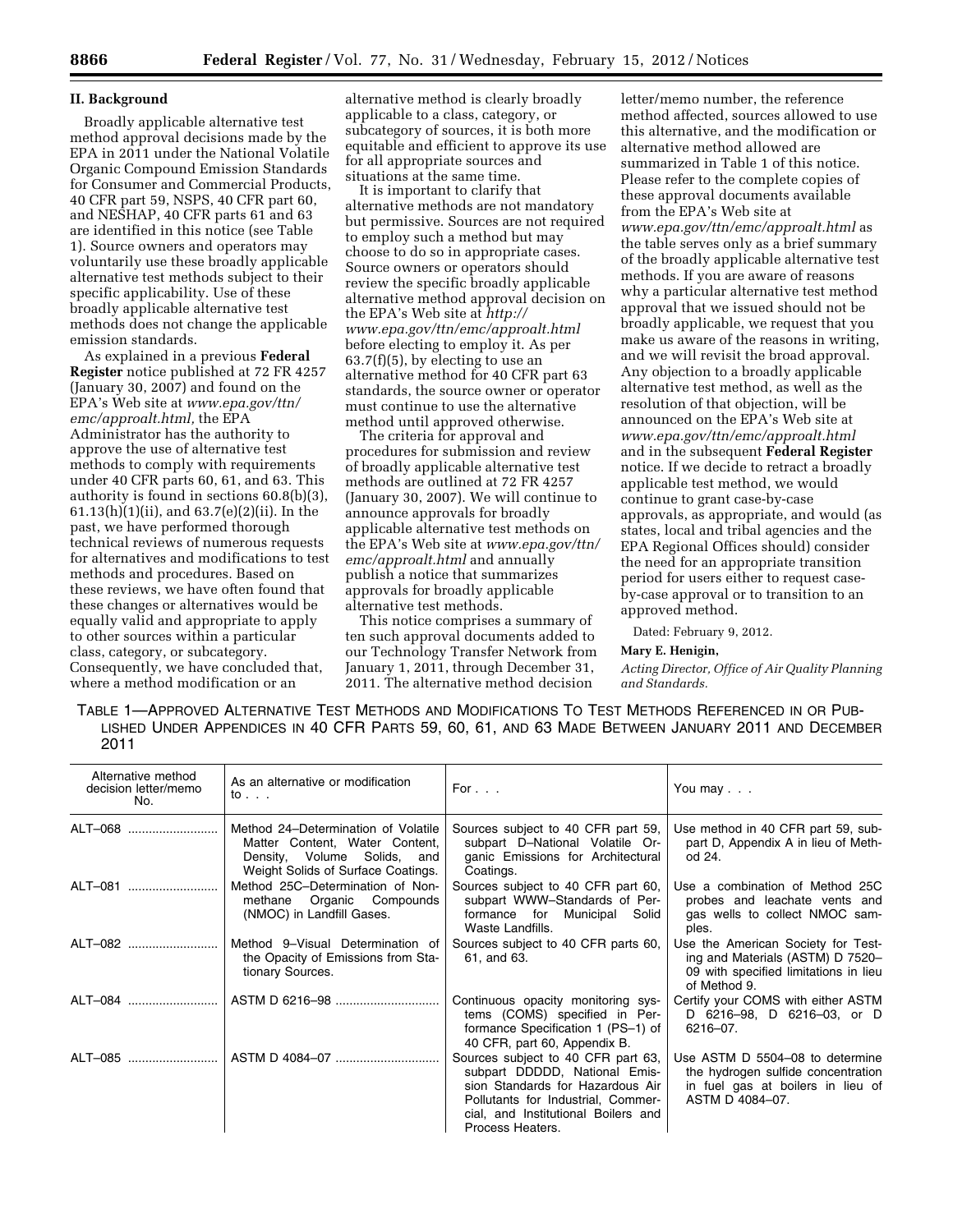## II. Background

Broadly applicable alternative test method approval decisions made by the EPA in 2011 under the National Volatile Organic Compound Emission Standards for Consumer and Commercial Products, 40 CFR part 59, NSPS, 40 CFR part 60, and NESHAP, 40 CFR parts 61 and 63 are identified in this notice (see Table 1). Source owners and operators may voluntarily use these broadly applicable alternative test methods subject to their specific applicability. Use of these broadly applicable alternative test methods does not change the applicable emission standards.

As explained in a previous **Federal Register** notice published at 72 FR 4257 (January 30, 2007) and found on the EPA's Web site at *www.epa.gov/ttn/emc/approalt.html,* the EPA Administrator has the authority to approve the use of alternative test methods to comply with requirements under 40 CFR parts 60, 61, and 63. This authority is found in sections 60.8(b)(3), 61.13(h)(1)(ii), and 63.7(e)(2)(ii). In the past, we have performed thorough technical reviews of numerous requests for alternatives and modifications to test methods and procedures. Based on these reviews, we have often found that these changes or alternatives would be equally valid and appropriate to apply to other sources within a particular class, category, or subcategory. Consequently, we have concluded that, where a method modification or an alternative method is clearly broadly applicable to a class, category, or subcategory of sources, it is both more equitable and efficient to approve its use for all appropriate sources and situations at the same time.

It is important to clarify that alternative methods are not mandatory but permissive. Sources are not required to employ such a method but may choose to do so in appropriate cases. Source owners or operators should review the specific broadly applicable alternative method approval decision on the EPA's Web site at *http://www.epa.gov/ttn/emc/approalt.html* before electing to employ it. As per 63.7(f)(5), by electing to use an alternative method for 40 CFR part 63 standards, the source owner or operator must continue to use the alternative method until approved otherwise.

The criteria for approval and procedures for submission and review of broadly applicable alternative test methods are outlined at 72 FR 4257 (January 30, 2007). We will continue to announce approvals for broadly applicable alternative test methods on the EPA's Web site at *www.epa.gov/ttn/emc/approalt.html* and annually publish a notice that summarizes approvals for broadly applicable alternative test methods.

This notice comprises a summary of ten such approval documents added to our Technology Transfer Network from January 1, 2011, through December 31, 2011. The alternative method decision letter/memo number, the reference method affected, sources allowed to use this alternative, and the modification or alternative method allowed are summarized in Table 1 of this notice. Please refer to the complete copies of these approval documents available from the EPA's Web site at *www.epa.gov/ttn/emc/approalt.html* as the table serves only as a brief summary of the broadly applicable alternative test methods. If you are aware of reasons why a particular alternative test method approval that we issued should not be broadly applicable, we request that you make us aware of the reasons in writing, and we will revisit the broad approval. Any objection to a broadly applicable alternative test method, as well as the resolution of that objection, will be announced on the EPA's Web site at *www.epa.gov/ttn/emc/approalt.html* and in the subsequent **Federal Register** notice. If we decide to retract a broadly applicable test method, we would continue to grant case-by-case approvals, as appropriate, and would (as states, local and tribal agencies and the EPA Regional Offices should) consider the need for an appropriate transition period for users either to request case-by-case approval or to transition to an approved method.

Dated: February 9, 2012.

**Mary E. Henigin,**

*Acting Director, Office of Air Quality Planning and Standards.*

TABLE 1—APPROVED ALTERNATIVE TEST METHODS AND MODIFICATIONS TO TEST METHODS REFERENCED IN OR PUBLISHED UNDER APPENDICES IN 40 CFR PARTS 59, 60, 61, AND 63 MADE BETWEEN JANUARY 2011 AND DECEMBER 2011

| Alternative method decision letter/memo No. | As an alternative or modification to . . . | For . . . | You may . . . |
|---|---|---|---|
| ALT–068 | Method 24–Determination of Volatile Matter Content, Water Content, Density, Volume Solids, and Weight Solids of Surface Coatings. | Sources subject to 40 CFR part 59, subpart D–National Volatile Organic Emissions for Architectural Coatings. | Use method in 40 CFR part 59, subpart D, Appendix A in lieu of Method 24. |
| ALT–081 | Method 25C–Determination of Nonmethane Organic Compounds (NMOC) in Landfill Gases. | Sources subject to 40 CFR part 60, subpart WWW–Standards of Performance for Municipal Solid Waste Landfills. | Use a combination of Method 25C probes and leachate vents and gas wells to collect NMOC samples. |
| ALT–082 | Method 9–Visual Determination of the Opacity of Emissions from Stationary Sources. | Sources subject to 40 CFR parts 60, 61, and 63. | Use the American Society for Testing and Materials (ASTM) D 7520–09 with specified limitations in lieu of Method 9. |
| ALT–084 | ASTM D 6216–98 | Continuous opacity monitoring systems (COMS) specified in Performance Specification 1 (PS–1) of 40 CFR, part 60, Appendix B. | Certify your COMS with either ASTM D 6216–98, D 6216–03, or D 6216–07. |
| ALT–085 | ASTM D 4084–07 | Sources subject to 40 CFR part 63, subpart DDDDD, National Emission Standards for Hazardous Air Pollutants for Industrial, Commercial, and Institutional Boilers and Process Heaters. | Use ASTM D 5504–08 to determine the hydrogen sulfide concentration in fuel gas at boilers in lieu of ASTM D 4084–07. |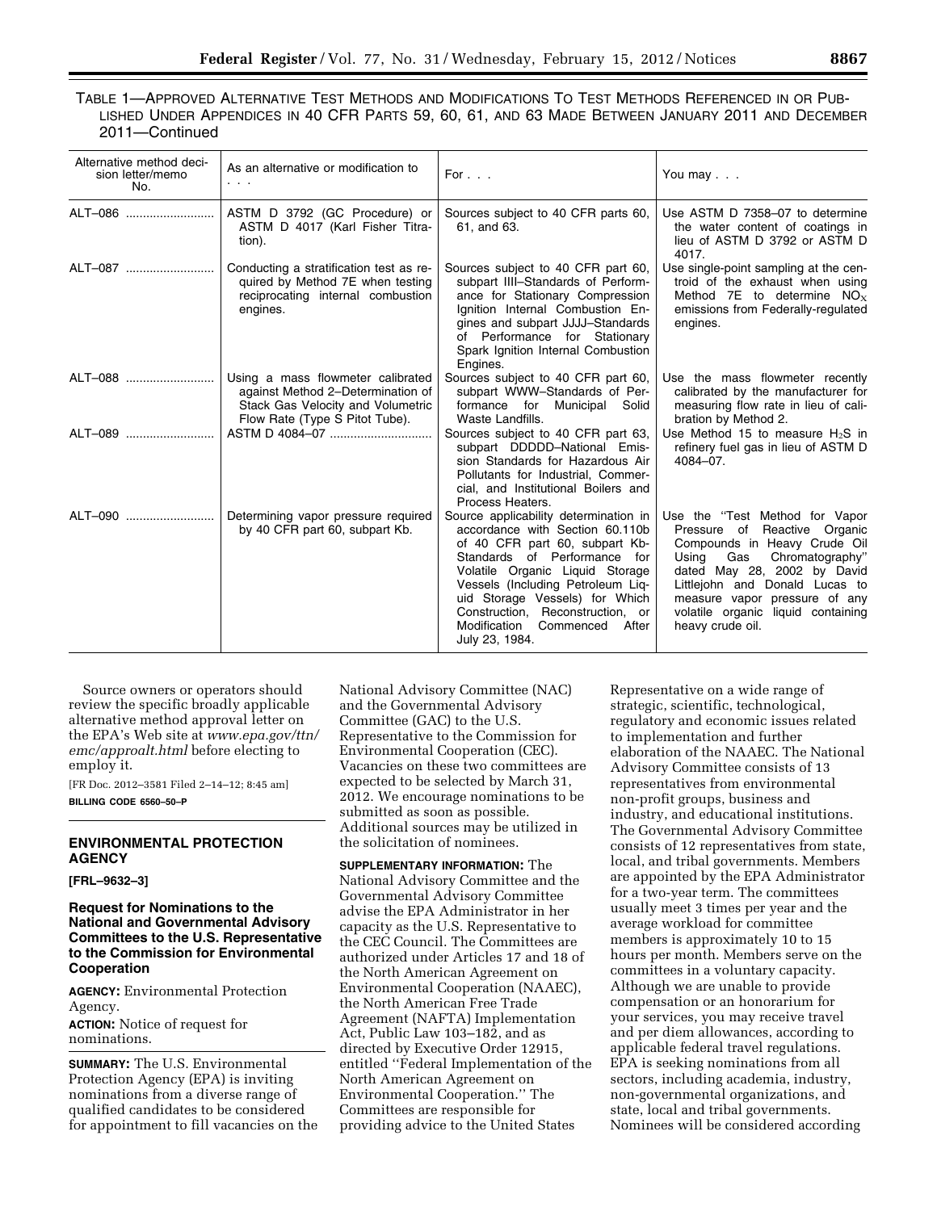TABLE 1—APPROVED ALTERNATIVE TEST METHODS AND MODIFICATIONS TO TEST METHODS REFERENCED IN OR PUBLISHED UNDER APPENDICES IN 40 CFR PARTS 59, 60, 61, AND 63 MADE BETWEEN JANUARY 2011 AND DECEMBER 2011—Continued

| Alternative method decision letter/memo No. | As an alternative or modification to . . . | For . . . | You may . . . |
|---|---|---|---|
| ALT–086 | ASTM D 3792 (GC Procedure) or ASTM D 4017 (Karl Fisher Titration). | Sources subject to 40 CFR parts 60, 61, and 63. | Use ASTM D 7358–07 to determine the water content of coatings in lieu of ASTM D 3792 or ASTM D 4017. |
| ALT–087 | Conducting a stratification test as required by Method 7E when testing reciprocating internal combustion engines. | Sources subject to 40 CFR part 60, subpart IIII–Standards of Performance for Stationary Compression Ignition Internal Combustion Engines and subpart JJJJ–Standards of Performance for Stationary Spark Ignition Internal Combustion Engines. | Use single-point sampling at the centroid of the exhaust when using Method 7E to determine $NO_X$ emissions from Federally-regulated engines. |
| ALT–088 | Using a mass flowmeter calibrated against Method 2–Determination of Stack Gas Velocity and Volumetric Flow Rate (Type S Pitot Tube). | Sources subject to 40 CFR part 60, subpart WWW–Standards of Performance for Municipal Solid Waste Landfills. | Use the mass flowmeter recently calibrated by the manufacturer for measuring flow rate in lieu of calibration by Method 2. |
| ALT–089 | ASTM D 4084–07 | Sources subject to 40 CFR part 63, subpart DDDDD–National Emission Standards for Hazardous Air Pollutants for Industrial, Commercial, and Institutional Boilers and Process Heaters. | Use Method 15 to measure $H_2S$ in refinery fuel gas in lieu of ASTM D 4084–07. |
| ALT–090 | Determining vapor pressure required by 40 CFR part 60, subpart Kb. | Source applicability determination in accordance with Section 60.110b of 40 CFR part 60, subpart Kb-Standards of Performance for Volatile Organic Liquid Storage Vessels (Including Petroleum Liquid Storage Vessels) for Which Construction, Reconstruction, or Modification Commenced After July 23, 1984. | Use the ''Test Method for Vapor Pressure of Reactive Organic Compounds in Heavy Crude Oil Using Gas Chromatography'' dated May 28, 2002 by David Littlejohn and Donald Lucas to measure vapor pressure of any volatile organic liquid containing heavy crude oil. |

Source owners or operators should review the specific broadly applicable alternative method approval letter on the EPA's Web site at *www.epa.gov/ttn/emc/approalt.html* before electing to employ it.

[FR Doc. 2012–3581 Filed 2–14–12; 8:45 am]

**BILLING CODE 6560–50–P**

## ENVIRONMENTAL PROTECTION AGENCY

**[FRL–9632–3]**

### Request for Nominations to the National and Governmental Advisory Committees to the U.S. Representative to the Commission for Environmental Cooperation

**AGENCY:** Environmental Protection Agency.

**ACTION:** Notice of request for nominations.

**SUMMARY:** The U.S. Environmental Protection Agency (EPA) is inviting nominations from a diverse range of qualified candidates to be considered for appointment to fill vacancies on the National Advisory Committee (NAC) and the Governmental Advisory Committee (GAC) to the U.S. Representative to the Commission for Environmental Cooperation (CEC). Vacancies on these two committees are expected to be selected by March 31, 2012. We encourage nominations to be submitted as soon as possible. Additional sources may be utilized in the solicitation of nominees.

**SUPPLEMENTARY INFORMATION:** The National Advisory Committee and the Governmental Advisory Committee advise the EPA Administrator in her capacity as the U.S. Representative to the CEC Council. The Committees are authorized under Articles 17 and 18 of the North American Agreement on Environmental Cooperation (NAAEC), the North American Free Trade Agreement (NAFTA) Implementation Act, Public Law 103–182, and as directed by Executive Order 12915, entitled ''Federal Implementation of the North American Agreement on Environmental Cooperation.'' The Committees are responsible for providing advice to the United States Representative on a wide range of strategic, scientific, technological, regulatory and economic issues related to implementation and further elaboration of the NAAEC. The National Advisory Committee consists of 13 representatives from environmental non-profit groups, business and industry, and educational institutions. The Governmental Advisory Committee consists of 12 representatives from state, local, and tribal governments. Members are appointed by the EPA Administrator for a two-year term. The committees usually meet 3 times per year and the average workload for committee members is approximately 10 to 15 hours per month. Members serve on the committees in a voluntary capacity. Although we are unable to provide compensation or an honorarium for your services, you may receive travel and per diem allowances, according to applicable federal travel regulations. EPA is seeking nominations from all sectors, including academia, industry, non-governmental organizations, and state, local and tribal governments. Nominees will be considered according